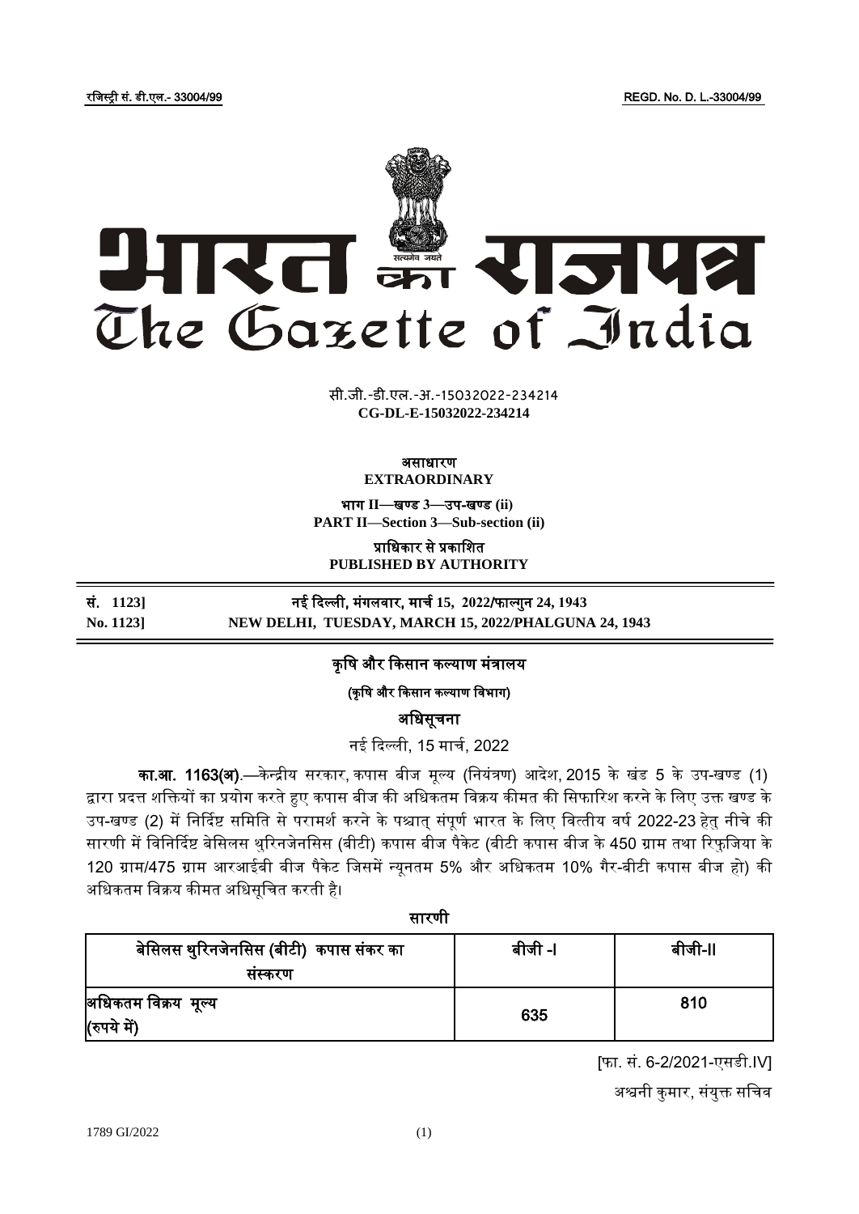रजिस्ट्री सं. डी.एल.- 33004/99 REGD. No. D. L.-33004/99

# भारत का राजपत्र
# The Gazette of India

सी.जी.-डी.एल.-अ.-15032022-234214
**CG-DL-E-15032022-234214**

**असाधारण**
**EXTRAORDINARY**

**भाग II—खण्ड 3—उप-खण्ड (ii)**
**PART II—Section 3—Sub-section (ii)**

**प्राधिकार से प्रकाशित**
**PUBLISHED BY AUTHORITY**

**सं. 1123] नई दिल्ली, मंगलवार, मार्च 15, 2022/फाल्गुन 24, 1943**
**No. 1123] NEW DELHI, TUESDAY, MARCH 15, 2022/PHALGUNA 24, 1943**

## कृषि और किसान कल्याण मंत्रालय

**(कृषि और किसान कल्याण विभाग)**

### अधिसूचना

नई दिल्ली, 15 मार्च, 2022

**का.आ. 1163(अ).**—केन्द्रीय सरकार, कपास बीज मूल्य (नियंत्रण) आदेश, 2015 के खंड 5 के उप-खण्ड (1) द्वारा प्रदत्त शक्तियों का प्रयोग करते हुए कपास बीज की अधिकतम विक्रय कीमत की सिफारिश करने के लिए उक्त खण्ड के उप-खण्ड (2) में निर्दिष्ट समिति से परामर्श करने के पश्चात् संपूर्ण भारत के लिए वित्तीय वर्ष 2022-23 हेतु नीचे की सारणी में विनिर्दिष्ट बेसिलस थुरिनजेनसिस (बीटी) कपास बीज पैकेट (बीटी कपास बीज के 450 ग्राम तथा रिफुजिया के 120 ग्राम/475 ग्राम आरआईबी बीज पैकेट जिसमें न्यूनतम 5% और अधिकतम 10% गैर-बीटी कपास बीज हो) की अधिकतम विक्रय कीमत अधिसूचित करती है।

**सारणी**

| बेसिलस थुरिनजेनसिस (बीटी) कपास संकर का संस्करण | बीजी -I | बीजी-II |
|---|---|---|
| अधिकतम विक्रय मूल्य (रुपये में) | 635 | 810 |

[फा. सं. 6-2/2021-एसडी.IV]

अश्वनी कुमार, संयुक्त सचिव

1789 GI/2022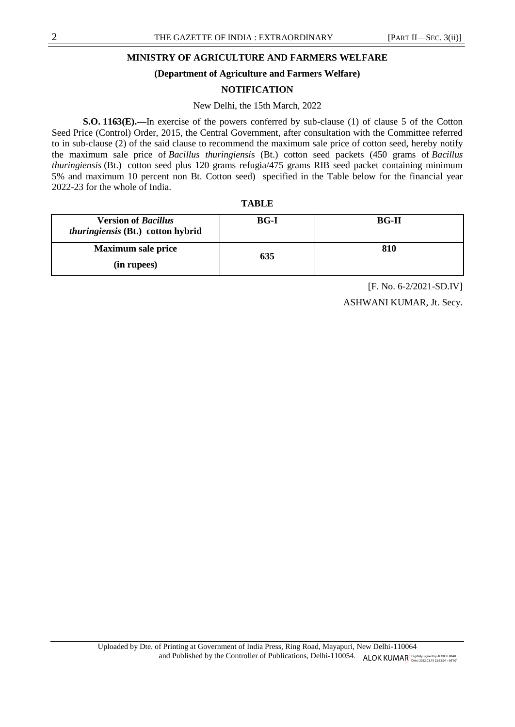## MINISTRY OF AGRICULTURE AND FARMERS WELFARE

### (Department of Agriculture and Farmers Welfare)

### NOTIFICATION

New Delhi, the 15th March, 2022

**S.O. 1163(E).—**In exercise of the powers conferred by sub-clause (1) of clause 5 of the Cotton Seed Price (Control) Order, 2015, the Central Government, after consultation with the Committee referred to in sub-clause (2) of the said clause to recommend the maximum sale price of cotton seed, hereby notify the maximum sale price of *Bacillus thuringiensis* (Bt.) cotton seed packets (450 grams of *Bacillus thuringiensis* (Bt.) cotton seed plus 120 grams refugia/475 grams RIB seed packet containing minimum 5% and maximum 10 percent non Bt. Cotton seed) specified in the Table below for the financial year 2022-23 for the whole of India.

**TABLE**

| **Version of *Bacillus thuringiensis* (Bt.) cotton hybrid** | **BG-I** | **BG-II** |
|---|---|---|
| **Maximum sale price (in rupees)** | **635** | **810** |

[F. No. 6-2/2021-SD.IV]

ASHWANI KUMAR, Jt. Secy.

Uploaded by Dte. of Printing at Government of India Press, Ring Road, Mayapuri, New Delhi-110064 and Published by the Controller of Publications, Delhi-110054.